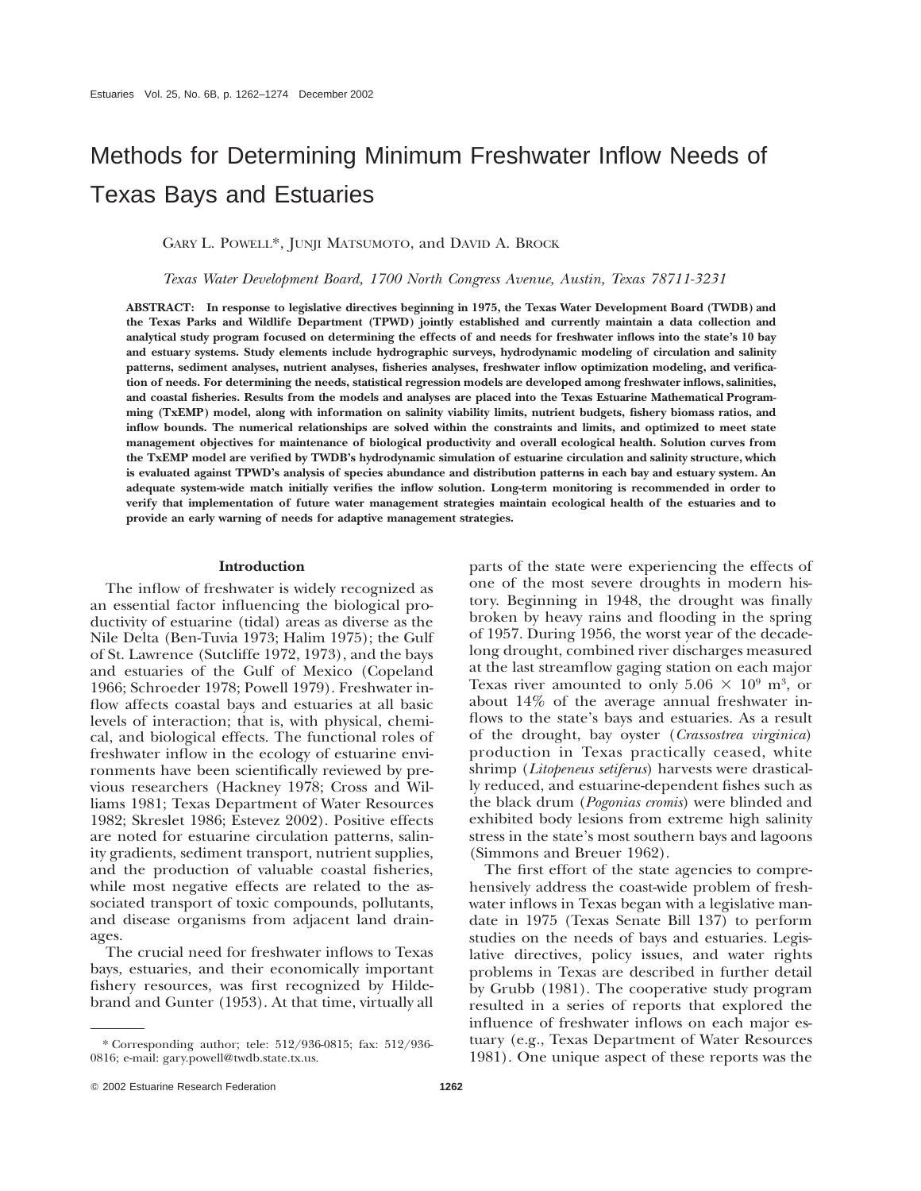# Methods for Determining Minimum Freshwater Inflow Needs of Texas Bays and Estuaries

GARY L. POWELL*, JUNJI MATSUMOTO, and DAVID A. BROCK

*Texas Water Development Board, 1700 North Congress Avenue, Austin, Texas 78711-3231*

**ABSTRACT: In response to legislative directives beginning in 1975, the Texas Water Development Board (TWDB) and the Texas Parks and Wildlife Department (TPWD) jointly established and currently maintain a data collection and analytical study program focused on determining the effects of and needs for freshwater inflows into the state's 10 bay and estuary systems. Study elements include hydrographic surveys, hydrodynamic modeling of circulation and salinity patterns, sediment analyses, nutrient analyses, fisheries analyses, freshwater inflow optimization modeling, and verification of needs. For determining the needs, statistical regression models are developed among freshwater inflows, salinities, and coastal fisheries. Results from the models and analyses are placed into the Texas Estuarine Mathematical Programming (TxEMP) model, along with information on salinity viability limits, nutrient budgets, fishery biomass ratios, and inflow bounds. The numerical relationships are solved within the constraints and limits, and optimized to meet state management objectives for maintenance of biological productivity and overall ecological health. Solution curves from the TxEMP model are verified by TWDB's hydrodynamic simulation of estuarine circulation and salinity structure, which is evaluated against TPWD's analysis of species abundance and distribution patterns in each bay and estuary system. An adequate system-wide match initially verifies the inflow solution. Long-term monitoring is recommended in order to verify that implementation of future water management strategies maintain ecological health of the estuaries and to provide an early warning of needs for adaptive management strategies.**

## Introduction

The inflow of freshwater is widely recognized as an essential factor influencing the biological productivity of estuarine (tidal) areas as diverse as the Nile Delta (Ben-Tuvia 1973; Halim 1975); the Gulf of St. Lawrence (Sutcliffe 1972, 1973), and the bays and estuaries of the Gulf of Mexico (Copeland 1966; Schroeder 1978; Powell 1979). Freshwater inflow affects coastal bays and estuaries at all basic levels of interaction; that is, with physical, chemical, and biological effects. The functional roles of freshwater inflow in the ecology of estuarine environments have been scientifically reviewed by previous researchers (Hackney 1978; Cross and Williams 1981; Texas Department of Water Resources 1982; Skreslet 1986; Estevez 2002). Positive effects are noted for estuarine circulation patterns, salinity gradients, sediment transport, nutrient supplies, and the production of valuable coastal fisheries, while most negative effects are related to the associated transport of toxic compounds, pollutants, and disease organisms from adjacent land drainages.

The crucial need for freshwater inflows to Texas bays, estuaries, and their economically important fishery resources, was first recognized by Hildebrand and Gunter (1953). At that time, virtually all parts of the state were experiencing the effects of one of the most severe droughts in modern history. Beginning in 1948, the drought was finally broken by heavy rains and flooding in the spring of 1957. During 1956, the worst year of the decade-long drought, combined river discharges measured at the last streamflow gaging station on each major Texas river amounted to only $5.06 \times 10^9$ m$^3$, or about 14% of the average annual freshwater inflows to the state's bays and estuaries. As a result of the drought, bay oyster (*Crassostrea virginica*) production in Texas practically ceased, white shrimp (*Litopeneus setiferus*) harvests were drastically reduced, and estuarine-dependent fishes such as the black drum (*Pogonias cromis*) were blinded and exhibited body lesions from extreme high salinity stress in the state's most southern bays and lagoons (Simmons and Breuer 1962).

The first effort of the state agencies to comprehensively address the coast-wide problem of freshwater inflows in Texas began with a legislative mandate in 1975 (Texas Senate Bill 137) to perform studies on the needs of bays and estuaries. Legislative directives, policy issues, and water rights problems in Texas are described in further detail by Grubb (1981). The cooperative study program resulted in a series of reports that explored the influence of freshwater inflows on each major estuary (e.g., Texas Department of Water Resources 1981). One unique aspect of these reports was the

---

\* Corresponding author; tele: 512/936-0815; fax: 512/936-0816; e-mail: gary.powell@twdb.state.tx.us.

© 2002 Estuarine Research Federation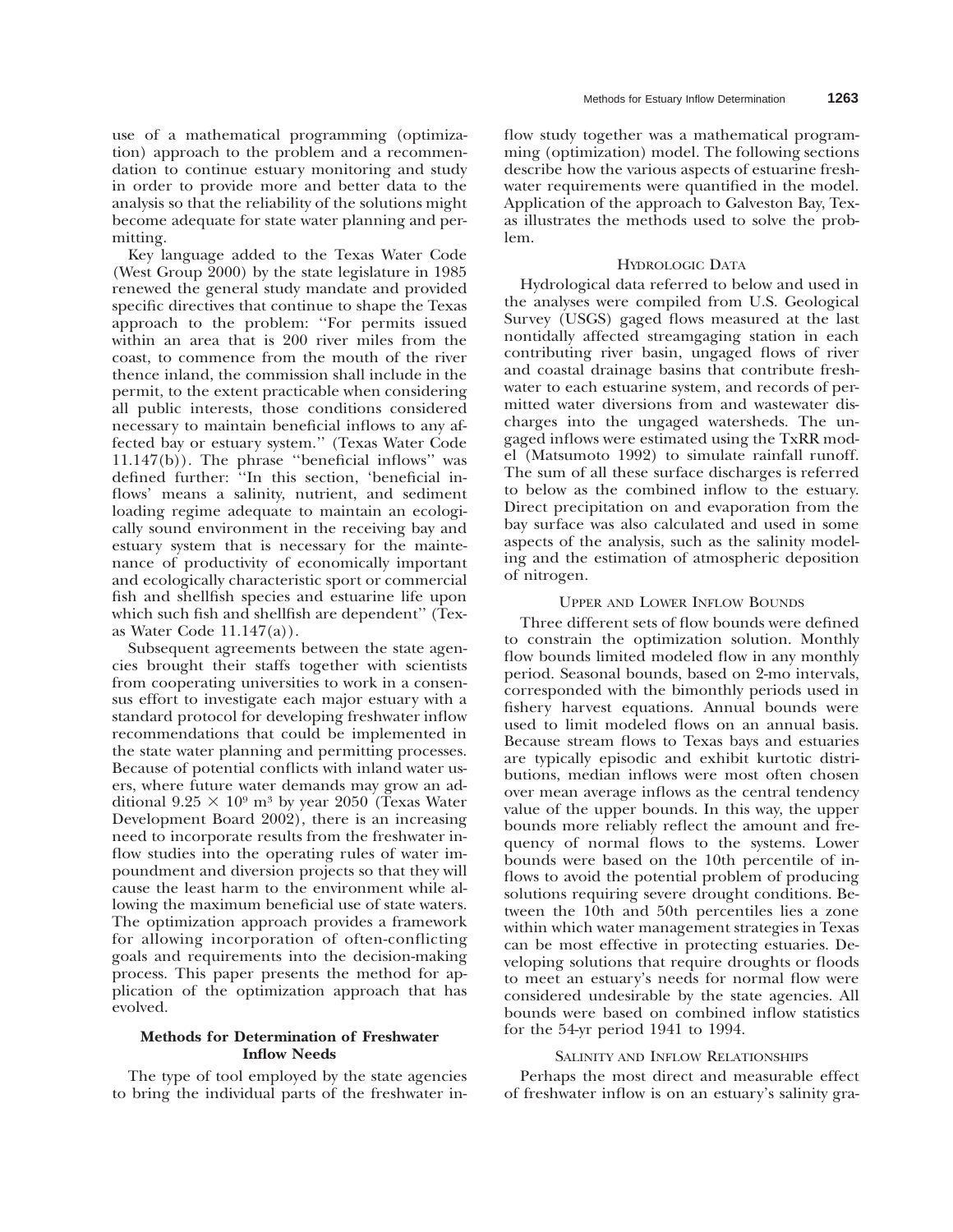use of a mathematical programming (optimization) approach to the problem and a recommendation to continue estuary monitoring and study in order to provide more and better data to the analysis so that the reliability of the solutions might become adequate for state water planning and permitting.

Key language added to the Texas Water Code (West Group 2000) by the state legislature in 1985 renewed the general study mandate and provided specific directives that continue to shape the Texas approach to the problem: ''For permits issued within an area that is 200 river miles from the coast, to commence from the mouth of the river thence inland, the commission shall include in the permit, to the extent practicable when considering all public interests, those conditions considered necessary to maintain beneficial inflows to any affected bay or estuary system.'' (Texas Water Code 11.147(b)). The phrase ''beneficial inflows'' was defined further: ''In this section, 'beneficial inflows' means a salinity, nutrient, and sediment loading regime adequate to maintain an ecologically sound environment in the receiving bay and estuary system that is necessary for the maintenance of productivity of economically important and ecologically characteristic sport or commercial fish and shellfish species and estuarine life upon which such fish and shellfish are dependent'' (Texas Water Code 11.147(a)).

Subsequent agreements between the state agencies brought their staffs together with scientists from cooperating universities to work in a consensus effort to investigate each major estuary with a standard protocol for developing freshwater inflow recommendations that could be implemented in the state water planning and permitting processes. Because of potential conflicts with inland water users, where future water demands may grow an additional $9.25 \times 10^9$ m$^3$ by year 2050 (Texas Water Development Board 2002), there is an increasing need to incorporate results from the freshwater inflow studies into the operating rules of water impoundment and diversion projects so that they will cause the least harm to the environment while allowing the maximum beneficial use of state waters. The optimization approach provides a framework for allowing incorporation of often-conflicting goals and requirements into the decision-making process. This paper presents the method for application of the optimization approach that has evolved.

## Methods for Determination of Freshwater Inflow Needs

The type of tool employed by the state agencies to bring the individual parts of the freshwater inflow study together was a mathematical programming (optimization) model. The following sections describe how the various aspects of estuarine freshwater requirements were quantified in the model. Application of the approach to Galveston Bay, Texas illustrates the methods used to solve the problem.

### Hydrologic Data

Hydrological data referred to below and used in the analyses were compiled from U.S. Geological Survey (USGS) gaged flows measured at the last nontidally affected streamgaging station in each contributing river basin, ungaged flows of river and coastal drainage basins that contribute freshwater to each estuarine system, and records of permitted water diversions from and wastewater discharges into the ungaged watersheds. The ungaged inflows were estimated using the TxRR model (Matsumoto 1992) to simulate rainfall runoff. The sum of all these surface discharges is referred to below as the combined inflow to the estuary. Direct precipitation on and evaporation from the bay surface was also calculated and used in some aspects of the analysis, such as the salinity modeling and the estimation of atmospheric deposition of nitrogen.

### Upper and Lower Inflow Bounds

Three different sets of flow bounds were defined to constrain the optimization solution. Monthly flow bounds limited modeled flow in any monthly period. Seasonal bounds, based on 2-mo intervals, corresponded with the bimonthly periods used in fishery harvest equations. Annual bounds were used to limit modeled flows on an annual basis. Because stream flows to Texas bays and estuaries are typically episodic and exhibit kurtotic distributions, median inflows were most often chosen over mean average inflows as the central tendency value of the upper bounds. In this way, the upper bounds more reliably reflect the amount and frequency of normal flows to the systems. Lower bounds were based on the 10th percentile of inflows to avoid the potential problem of producing solutions requiring severe drought conditions. Between the 10th and 50th percentiles lies a zone within which water management strategies in Texas can be most effective in protecting estuaries. Developing solutions that require droughts or floods to meet an estuary's needs for normal flow were considered undesirable by the state agencies. All bounds were based on combined inflow statistics for the 54-yr period 1941 to 1994.

### Salinity and Inflow Relationships

Perhaps the most direct and measurable effect of freshwater inflow is on an estuary's salinity gra-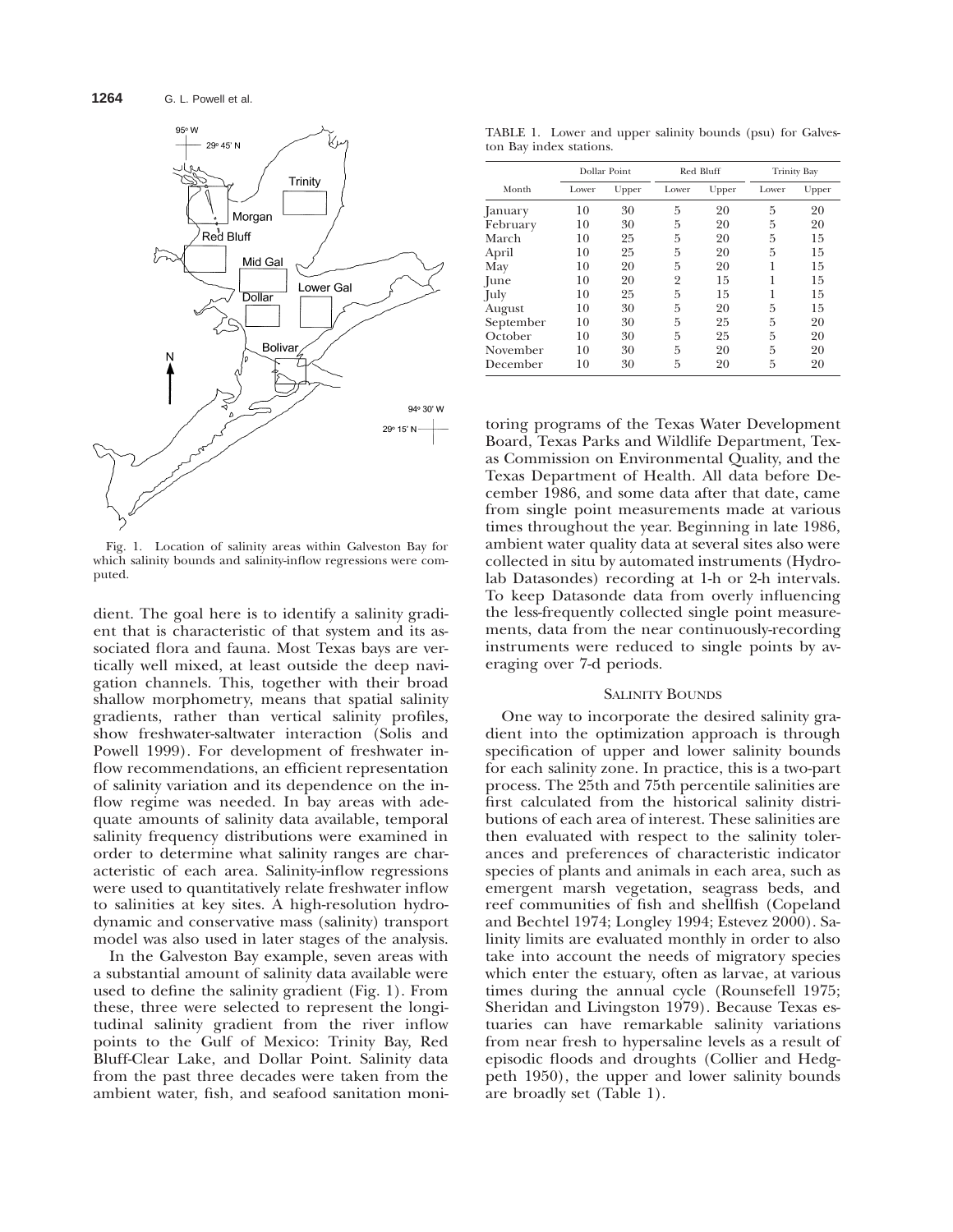Fig. 1. Location of salinity areas within Galveston Bay for which salinity bounds and salinity-inflow regressions were computed.

dient. The goal here is to identify a salinity gradient that is characteristic of that system and its associated flora and fauna. Most Texas bays are vertically well mixed, at least outside the deep navigation channels. This, together with their broad shallow morphometry, means that spatial salinity gradients, rather than vertical salinity profiles, show freshwater-saltwater interaction (Solis and Powell 1999). For development of freshwater inflow recommendations, an efficient representation of salinity variation and its dependence on the inflow regime was needed. In bay areas with adequate amounts of salinity data available, temporal salinity frequency distributions were examined in order to determine what salinity ranges are characteristic of each area. Salinity-inflow regressions were used to quantitatively relate freshwater inflow to salinities at key sites. A high-resolution hydrodynamic and conservative mass (salinity) transport model was also used in later stages of the analysis.

In the Galveston Bay example, seven areas with a substantial amount of salinity data available were used to define the salinity gradient (Fig. 1). From these, three were selected to represent the longitudinal salinity gradient from the river inflow points to the Gulf of Mexico: Trinity Bay, Red Bluff-Clear Lake, and Dollar Point. Salinity data from the past three decades were taken from the ambient water, fish, and seafood sanitation monitoring programs of the Texas Water Development Board, Texas Parks and Wildlife Department, Texas Commission on Environmental Quality, and the Texas Department of Health. All data before December 1986, and some data after that date, came from single point measurements made at various times throughout the year. Beginning in late 1986, ambient water quality data at several sites also were collected in situ by automated instruments (Hydrolab Datasondes) recording at 1-h or 2-h intervals. To keep Datasonde data from overly influencing the less-frequently collected single point measurements, data from the near continuously-recording instruments were reduced to single points by averaging over 7-d periods.

TABLE 1. Lower and upper salinity bounds (psu) for Galveston Bay index stations.

| Month | Dollar Point | | Red Bluff | | Trinity Bay | |
|---|---|---|---|---|---|---|
| | Lower | Upper | Lower | Upper | Lower | Upper |
| January | 10 | 30 | 5 | 20 | 5 | 20 |
| February | 10 | 30 | 5 | 20 | 5 | 20 |
| March | 10 | 25 | 5 | 20 | 5 | 15 |
| April | 10 | 25 | 5 | 20 | 5 | 15 |
| May | 10 | 20 | 5 | 20 | 1 | 15 |
| June | 10 | 20 | 2 | 15 | 1 | 15 |
| July | 10 | 25 | 5 | 15 | 1 | 15 |
| August | 10 | 30 | 5 | 20 | 5 | 15 |
| September | 10 | 30 | 5 | 25 | 5 | 20 |
| October | 10 | 30 | 5 | 25 | 5 | 20 |
| November | 10 | 30 | 5 | 20 | 5 | 20 |
| December | 10 | 30 | 5 | 20 | 5 | 20 |

## SALINITY BOUNDS

One way to incorporate the desired salinity gradient into the optimization approach is through specification of upper and lower salinity bounds for each salinity zone. In practice, this is a two-part process. The 25th and 75th percentile salinities are first calculated from the historical salinity distributions of each area of interest. These salinities are then evaluated with respect to the salinity tolerances and preferences of characteristic indicator species of plants and animals in each area, such as emergent marsh vegetation, seagrass beds, and reef communities of fish and shellfish (Copeland and Bechtel 1974; Longley 1994; Estevez 2000). Salinity limits are evaluated monthly in order to also take into account the needs of migratory species which enter the estuary, often as larvae, at various times during the annual cycle (Rounsefell 1975; Sheridan and Livingston 1979). Because Texas estuaries can have remarkable salinity variations from near fresh to hypersaline levels as a result of episodic floods and droughts (Collier and Hedgpeth 1950), the upper and lower salinity bounds are broadly set (Table 1).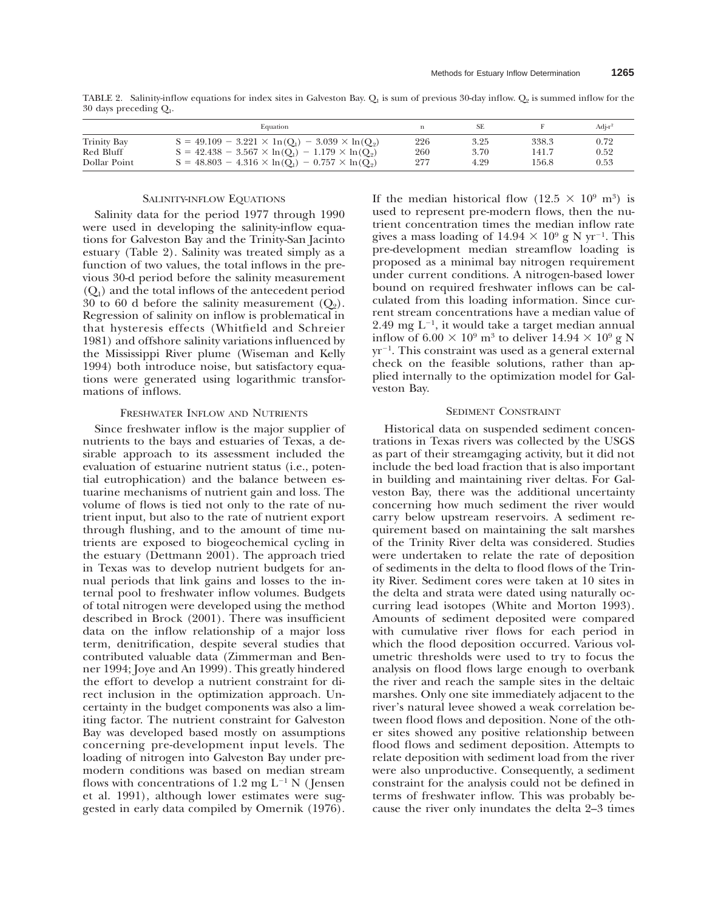TABLE 2. Salinity-inflow equations for index sites in Galveston Bay. $Q_1$ is sum of previous 30-day inflow. $Q_2$ is summed inflow for the 30 days preceding $Q_1$.

| | Equation | n | SE | F | Adj-$r^2$ |
|---|---|---|---|---|---|
| Trinity Bay | $S = 49.109 - 3.221 \times \ln(Q_1) - 3.039 \times \ln(Q_2)$ | 226 | 3.25 | 338.3 | 0.72 |
| Red Bluff | $S = 42.438 - 3.567 \times \ln(Q_1) - 1.179 \times \ln(Q_2)$ | 260 | 3.70 | 141.7 | 0.52 |
| Dollar Point | $S = 48.803 - 4.316 \times \ln(Q_1) - 0.757 \times \ln(Q_2)$ | 277 | 4.29 | 156.8 | 0.53 |

## SALINITY-INFLOW EQUATIONS

Salinity data for the period 1977 through 1990 were used in developing the salinity-inflow equations for Galveston Bay and the Trinity-San Jacinto estuary (Table 2). Salinity was treated simply as a function of two values, the total inflows in the previous 30-d period before the salinity measurement ($Q_1$) and the total inflows of the antecedent period 30 to 60 d before the salinity measurement ($Q_2$). Regression of salinity on inflow is problematical in that hysteresis effects (Whitfield and Schreier 1981) and offshore salinity variations influenced by the Mississippi River plume (Wiseman and Kelly 1994) both introduce noise, but satisfactory equations were generated using logarithmic transformations of inflows.

## FRESHWATER INFLOW AND NUTRIENTS

Since freshwater inflow is the major supplier of nutrients to the bays and estuaries of Texas, a desirable approach to its assessment included the evaluation of estuarine nutrient status (i.e., potential eutrophication) and the balance between estuarine mechanisms of nutrient gain and loss. The volume of flows is tied not only to the rate of nutrient input, but also to the rate of nutrient export through flushing, and to the amount of time nutrients are exposed to biogeochemical cycling in the estuary (Dettmann 2001). The approach tried in Texas was to develop nutrient budgets for annual periods that link gains and losses to the internal pool to freshwater inflow volumes. Budgets of total nitrogen were developed using the method described in Brock (2001). There was insufficient data on the inflow relationship of a major loss term, denitrification, despite several studies that contributed valuable data (Zimmerman and Benner 1994; Joye and An 1999). This greatly hindered the effort to develop a nutrient constraint for direct inclusion in the optimization approach. Uncertainty in the budget components was also a limiting factor. The nutrient constraint for Galveston Bay was developed based mostly on assumptions concerning pre-development input levels. The loading of nitrogen into Galveston Bay under pre-modern conditions was based on median stream flows with concentrations of 1.2 mg $L^{-1}$ N (Jensen et al. 1991), although lower estimates were suggested in early data compiled by Omernik (1976). If the median historical flow ($12.5 \times 10^9$ $m^3$) is used to represent pre-modern flows, then the nutrient concentration times the median inflow rate gives a mass loading of $14.94 \times 10^9$ g N $yr^{-1}$. This pre-development median streamflow loading is proposed as a minimal bay nitrogen requirement under current conditions. A nitrogen-based lower bound on required freshwater inflows can be calculated from this loading information. Since current stream concentrations have a median value of 2.49 mg $L^{-1}$, it would take a target median annual inflow of $6.00 \times 10^9$ $m^3$ to deliver $14.94 \times 10^9$ g N $yr^{-1}$. This constraint was used as a general external check on the feasible solutions, rather than applied internally to the optimization model for Galveston Bay.

## SEDIMENT CONSTRAINT

Historical data on suspended sediment concentrations in Texas rivers was collected by the USGS as part of their streamgaging activity, but it did not include the bed load fraction that is also important in building and maintaining river deltas. For Galveston Bay, there was the additional uncertainty concerning how much sediment the river would carry below upstream reservoirs. A sediment requirement based on maintaining the salt marshes of the Trinity River delta was considered. Studies were undertaken to relate the rate of deposition of sediments in the delta to flood flows of the Trinity River. Sediment cores were taken at 10 sites in the delta and strata were dated using naturally occurring lead isotopes (White and Morton 1993). Amounts of sediment deposited were compared with cumulative river flows for each period in which the flood deposition occurred. Various volumetric thresholds were used to try to focus the analysis on flood flows large enough to overbank the river and reach the sample sites in the deltaic marshes. Only one site immediately adjacent to the river's natural levee showed a weak correlation between flood flows and deposition. None of the other sites showed any positive relationship between flood flows and sediment deposition. Attempts to relate deposition with sediment load from the river were also unproductive. Consequently, a sediment constraint for the analysis could not be defined in terms of freshwater inflow. This was probably because the river only inundates the delta 2–3 times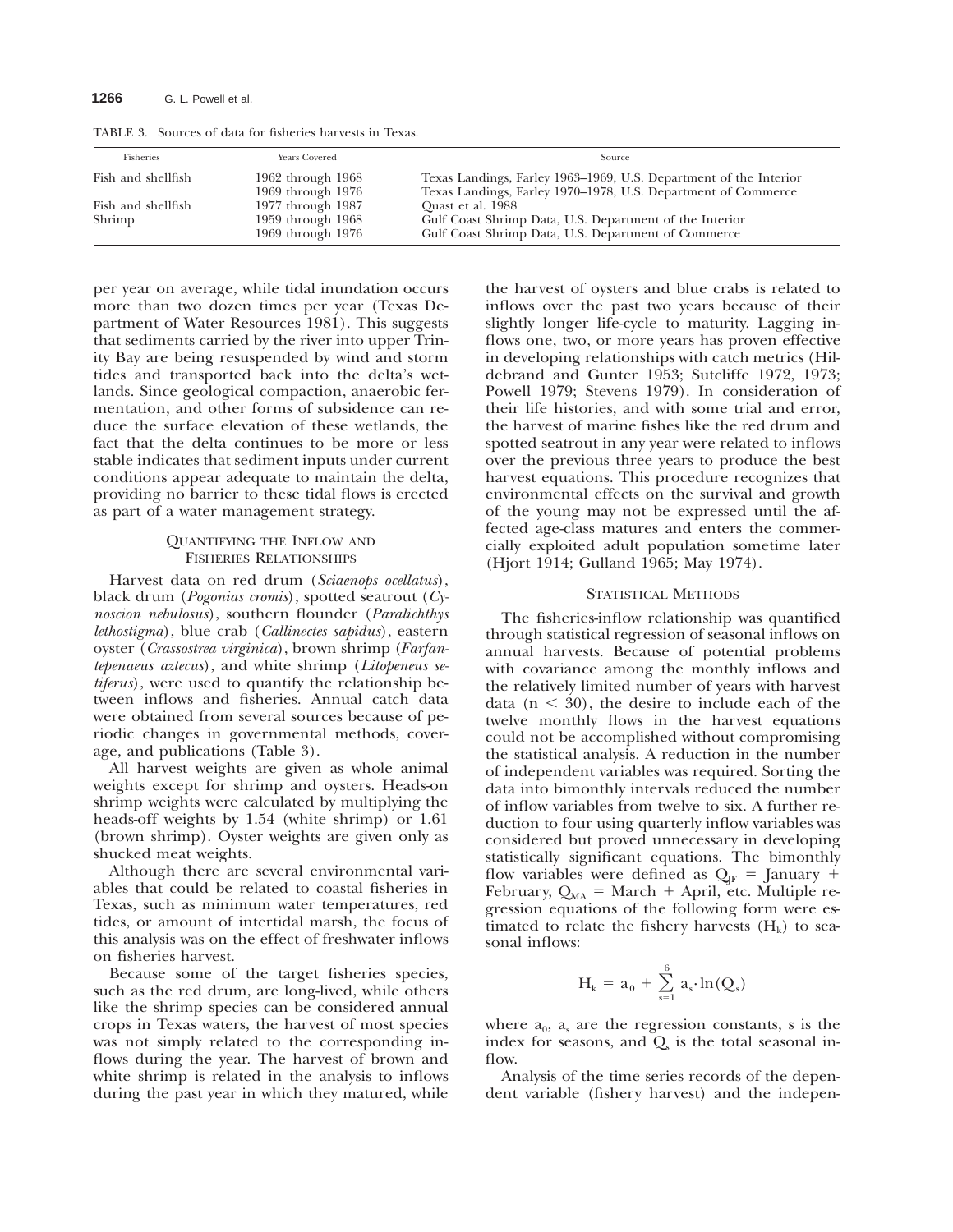TABLE 3. Sources of data for fisheries harvests in Texas.

| Fisheries | Years Covered | Source |
|---|---|---|
| Fish and shellfish | 1962 through 1968 | Texas Landings, Farley 1963–1969, U.S. Department of the Interior |
| | 1969 through 1976 | Texas Landings, Farley 1970–1978, U.S. Department of Commerce |
| Fish and shellfish | 1977 through 1987 | Quast et al. 1988 |
| Shrimp | 1959 through 1968 | Gulf Coast Shrimp Data, U.S. Department of the Interior |
| | 1969 through 1976 | Gulf Coast Shrimp Data, U.S. Department of Commerce |

per year on average, while tidal inundation occurs more than two dozen times per year (Texas Department of Water Resources 1981). This suggests that sediments carried by the river into upper Trinity Bay are being resuspended by wind and storm tides and transported back into the delta's wetlands. Since geological compaction, anaerobic fermentation, and other forms of subsidence can reduce the surface elevation of these wetlands, the fact that the delta continues to be more or less stable indicates that sediment inputs under current conditions appear adequate to maintain the delta, providing no barrier to these tidal flows is erected as part of a water management strategy.

## Quantifying the Inflow and Fisheries Relationships

Harvest data on red drum (*Sciaenops ocellatus*), black drum (*Pogonias cromis*), spotted seatrout (*Cynoscion nebulosus*), southern flounder (*Paralichthys lethostigma*), blue crab (*Callinectes sapidus*), eastern oyster (*Crassostrea virginica*), brown shrimp (*Farfantepenaeus aztecus*), and white shrimp (*Litopeneus setiferus*), were used to quantify the relationship between inflows and fisheries. Annual catch data were obtained from several sources because of periodic changes in governmental methods, coverage, and publications (Table 3).

All harvest weights are given as whole animal weights except for shrimp and oysters. Heads-on shrimp weights were calculated by multiplying the heads-off weights by 1.54 (white shrimp) or 1.61 (brown shrimp). Oyster weights are given only as shucked meat weights.

Although there are several environmental variables that could be related to coastal fisheries in Texas, such as minimum water temperatures, red tides, or amount of intertidal marsh, the focus of this analysis was on the effect of freshwater inflows on fisheries harvest.

Because some of the target fisheries species, such as the red drum, are long-lived, while others like the shrimp species can be considered annual crops in Texas waters, the harvest of most species was not simply related to the corresponding inflows during the year. The harvest of brown and white shrimp is related in the analysis to inflows during the past year in which they matured, while the harvest of oysters and blue crabs is related to inflows over the past two years because of their slightly longer life-cycle to maturity. Lagging inflows one, two, or more years has proven effective in developing relationships with catch metrics (Hildebrand and Gunter 1953; Sutcliffe 1972, 1973; Powell 1979; Stevens 1979). In consideration of their life histories, and with some trial and error, the harvest of marine fishes like the red drum and spotted seatrout in any year were related to inflows over the previous three years to produce the best harvest equations. This procedure recognizes that environmental effects on the survival and growth of the young may not be expressed until the affected age-class matures and enters the commercially exploited adult population sometime later (Hjort 1914; Gulland 1965; May 1974).

## Statistical Methods

The fisheries-inflow relationship was quantified through statistical regression of seasonal inflows on annual harvests. Because of potential problems with covariance among the monthly inflows and the relatively limited number of years with harvest data ($n < 30$), the desire to include each of the twelve monthly flows in the harvest equations could not be accomplished without compromising the statistical analysis. A reduction in the number of independent variables was required. Sorting the data into bimonthly intervals reduced the number of inflow variables from twelve to six. A further reduction to four using quarterly inflow variables was considered but proved unnecessary in developing statistically significant equations. The bimonthly flow variables were defined as $Q_{JF}$ = January + February, $Q_{MA}$ = March + April, etc. Multiple regression equations of the following form were estimated to relate the fishery harvests ($H_k$) to seasonal inflows:

$$H_k = a_0 + \sum_{s=1}^{6} a_s \cdot \ln(Q_s)$$

where $a_0$, $a_s$ are the regression constants, s is the index for seasons, and $Q_s$ is the total seasonal inflow.

Analysis of the time series records of the dependent variable (fishery harvest) and the indepen-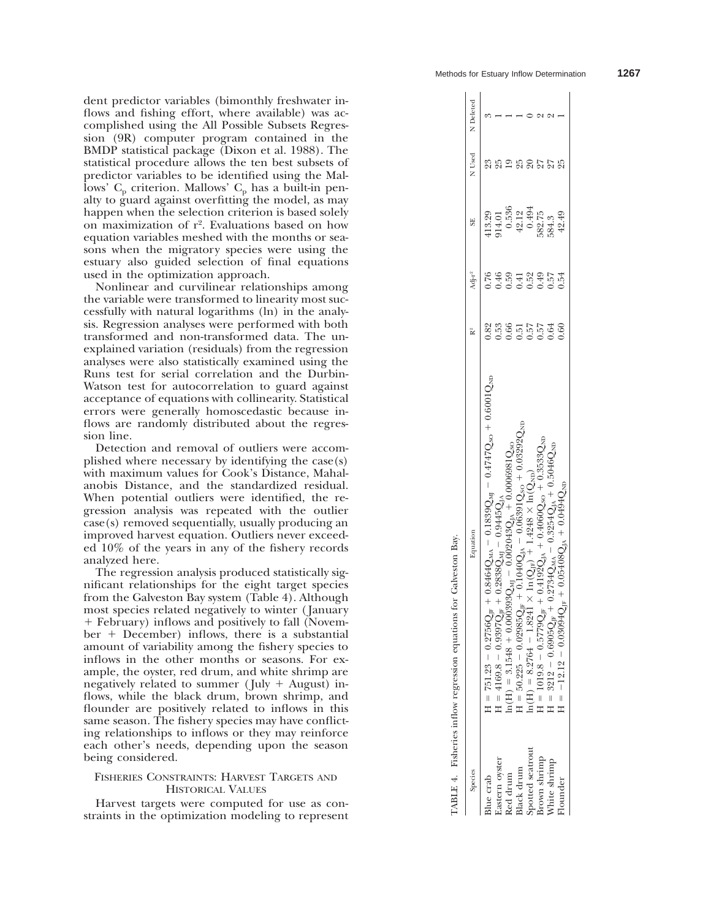dent predictor variables (bimonthly freshwater inflows and fishing effort, where available) was accomplished using the All Possible Subsets Regression (9R) computer program contained in the BMDP statistical package (Dixon et al. 1988). The statistical procedure allows the ten best subsets of predictor variables to be identified using the Mallows' $C_p$ criterion. Mallows' $C_p$ has a built-in penalty to guard against overfitting the model, as may happen when the selection criterion is based solely on maximization of $r^2$. Evaluations based on how equation variables meshed with the months or seasons when the migratory species were using the estuary also guided selection of final equations used in the optimization approach.

Nonlinear and curvilinear relationships among the variable were transformed to linearity most successfully with natural logarithms (ln) in the analysis. Regression analyses were performed with both transformed and non-transformed data. The unexplained variation (residuals) from the regression analyses were also statistically examined using the Runs test for serial correlation and the Durbin-Watson test for autocorrelation to guard against acceptance of equations with collinearity. Statistical errors were generally homoscedastic because inflows are randomly distributed about the regression line.

Detection and removal of outliers were accomplished where necessary by identifying the case(s) with maximum values for Cook's Distance, Mahalanobis Distance, and the standardized residual. When potential outliers were identified, the regression analysis was repeated with the outlier case(s) removed sequentially, usually producing an improved harvest equation. Outliers never exceeded 10% of the years in any of the fishery records analyzed here.

The regression analysis produced statistically significant relationships for the eight target species from the Galveston Bay system (Table 4). Although most species related negatively to winter (January + February) inflows and positively to fall (November + December) inflows, there is a substantial amount of variability among the fishery species to inflows in the other months or seasons. For example, the oyster, red drum, and white shrimp are negatively related to summer (July + August) inflows, while the black drum, brown shrimp, and flounder are positively related to inflows in this same season. The fishery species may have conflicting relationships to inflows or they may reinforce each other's needs, depending upon the season being considered.

## Fisheries Constraints: Harvest Targets and Historical Values

Harvest targets were computed for use as constraints in the optimization modeling to represent

TABLE 4. Fisheries inflow regression equations for Galveston Bay.

| Species | Equation | $R^2$ | Adj-$r^2$ | SE | N Used | N Deleted |
|---|---|---|---|---|---|---|
| Blue crab | $H = 751.23 - 0.2756Q_{JF} + 0.8464Q_{MA} - 0.1839Q_{MJ} - 0.4747Q_{SO} + 0.6001Q_{ND}$ | 0.82 | 0.76 | 413.29 | 23 | 3 |
| Eastern oyster | $H = 4169.8 - 0.9397Q_{JF} + 0.2838Q_{MJ} - 0.9445Q_{JA}$ | 0.53 | 0.46 | 914.01 | 25 | 1 |
| Red drum | $\ln(H) = 3.1548 + 0.000393Q_{MJ} - 0.002043Q_{JA} + 0.0006981Q_{SO}$ | 0.66 | 0.59 | 0.536 | 19 | 1 |
| Black drum | $H = 50.225 - 0.02985Q_{JF} + 0.1040Q_{JA} - 0.06391Q_{SO} + 0.03292Q_{ND}$ | 0.51 | 0.41 | 42.12 | 25 | 1 |
| Spotted seatrout | $\ln(H) = 8.2764 - 1.8241 \times \ln(Q_{JF}) + 1.4248 \times \ln(Q_{ND})$ | 0.57 | 0.52 | 0.494 | 20 | 0 |
| Brown shrimp | $H = 1019.8 - 0.5779Q_{JF} + 0.4192Q_{JA} + 0.4060Q_{SO} + 0.3533Q_{ND}$ | 0.57 | 0.49 | 582.75 | 27 | 2 |
| White shrimp | $H = 3212 - 0.6905Q_{JF} + 0.2734Q_{MA} - 0.3254Q_{JA} + 0.5046Q_{ND}$ | 0.64 | 0.57 | 584.3 | 27 | 2 |
| Flounder | $H = -12.12 - 0.03094Q_{JF} + 0.05408Q_{JA} + 0.0494Q_{ND}$ | 0.60 | 0.54 | 42.49 | 25 | 1 |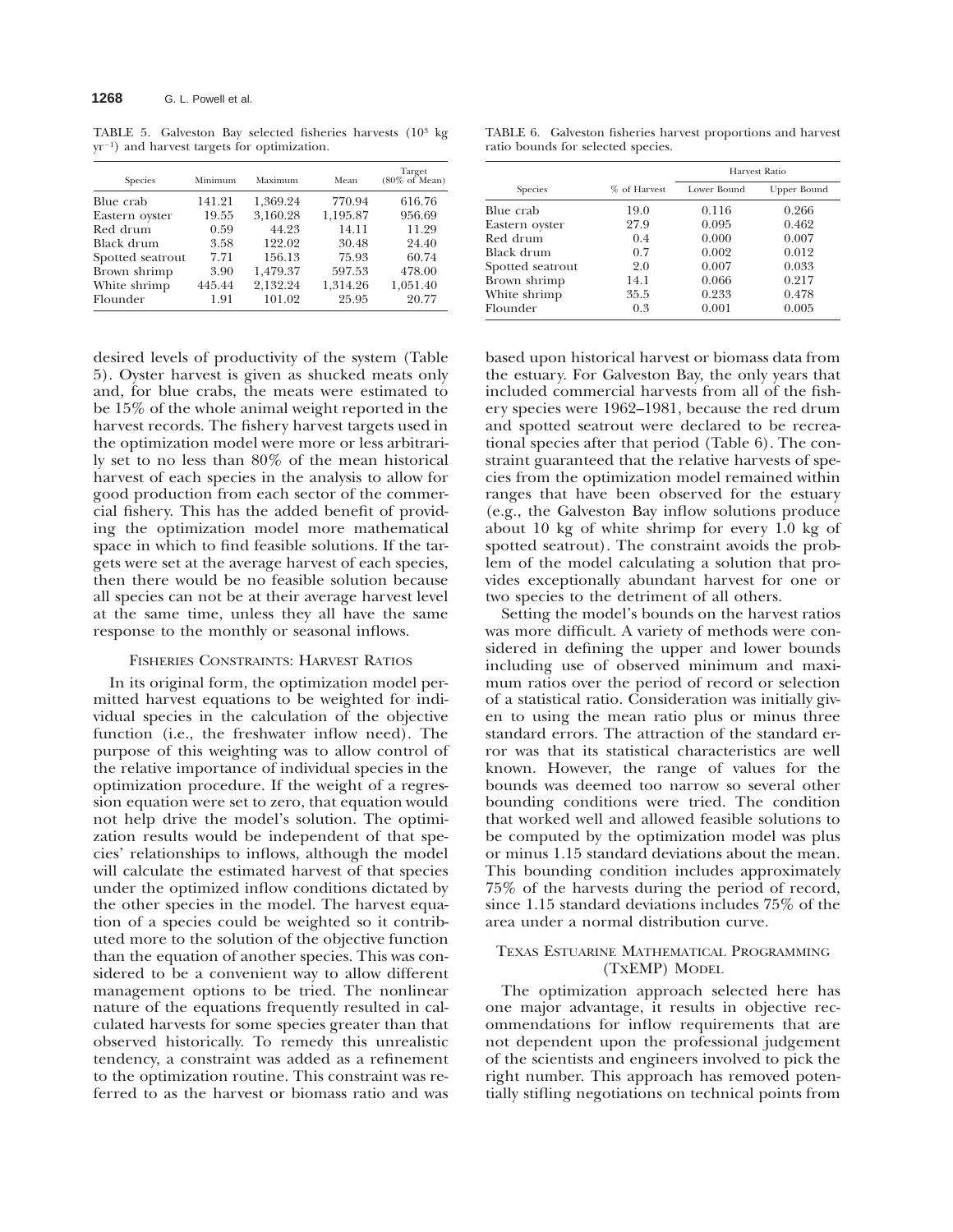TABLE 5. Galveston Bay selected fisheries harvests ($10^3$ kg $yr^{-1}$) and harvest targets for optimization.

| Species | Minimum | Maximum | Mean | Target (80% of Mean) |
|---|---|---|---|---|
| Blue crab | 141.21 | 1,369.24 | 770.94 | 616.76 |
| Eastern oyster | 19.55 | 3,160.28 | 1,195.87 | 956.69 |
| Red drum | 0.59 | 44.23 | 14.11 | 11.29 |
| Black drum | 3.58 | 122.02 | 30.48 | 24.40 |
| Spotted seatrout | 7.71 | 156.13 | 75.93 | 60.74 |
| Brown shrimp | 3.90 | 1,479.37 | 597.53 | 478.00 |
| White shrimp | 445.44 | 2,132.24 | 1,314.26 | 1,051.40 |
| Flounder | 1.91 | 101.02 | 25.95 | 20.77 |

desired levels of productivity of the system (Table 5). Oyster harvest is given as shucked meats only and, for blue crabs, the meats were estimated to be 15% of the whole animal weight reported in the harvest records. The fishery harvest targets used in the optimization model were more or less arbitrarily set to no less than 80% of the mean historical harvest of each species in the analysis to allow for good production from each sector of the commercial fishery. This has the added benefit of providing the optimization model more mathematical space in which to find feasible solutions. If the targets were set at the average harvest of each species, then there would be no feasible solution because all species can not be at their average harvest level at the same time, unless they all have the same response to the monthly or seasonal inflows.

### Fisheries Constraints: Harvest Ratios

In its original form, the optimization model permitted harvest equations to be weighted for individual species in the calculation of the objective function (i.e., the freshwater inflow need). The purpose of this weighting was to allow control of the relative importance of individual species in the optimization procedure. If the weight of a regression equation were set to zero, that equation would not help drive the model's solution. The optimization results would be independent of that species' relationships to inflows, although the model will calculate the estimated harvest of that species under the optimized inflow conditions dictated by the other species in the model. The harvest equation of a species could be weighted so it contributed more to the solution of the objective function than the equation of another species. This was considered to be a convenient way to allow different management options to be tried. The nonlinear nature of the equations frequently resulted in calculated harvests for some species greater than that observed historically. To remedy this unrealistic tendency, a constraint was added as a refinement to the optimization routine. This constraint was referred to as the harvest or biomass ratio and was based upon historical harvest or biomass data from the estuary. For Galveston Bay, the only years that included commercial harvests from all of the fishery species were 1962–1981, because the red drum and spotted seatrout were declared to be recreational species after that period (Table 6). The constraint guaranteed that the relative harvests of species from the optimization model remained within ranges that have been observed for the estuary (e.g., the Galveston Bay inflow solutions produce about 10 kg of white shrimp for every 1.0 kg of spotted seatrout). The constraint avoids the problem of the model calculating a solution that provides exceptionally abundant harvest for one or two species to the detriment of all others.

TABLE 6. Galveston fisheries harvest proportions and harvest ratio bounds for selected species.

| Species | % of Harvest | Harvest Ratio | |
|---|---|---|---|
| | | Lower Bound | Upper Bound |
| Blue crab | 19.0 | 0.116 | 0.266 |
| Eastern oyster | 27.9 | 0.095 | 0.462 |
| Red drum | 0.4 | 0.000 | 0.007 |
| Black drum | 0.7 | 0.002 | 0.012 |
| Spotted seatrout | 2.0 | 0.007 | 0.033 |
| Brown shrimp | 14.1 | 0.066 | 0.217 |
| White shrimp | 35.5 | 0.233 | 0.478 |
| Flounder | 0.3 | 0.001 | 0.005 |

Setting the model's bounds on the harvest ratios was more difficult. A variety of methods were considered in defining the upper and lower bounds including use of observed minimum and maximum ratios over the period of record or selection of a statistical ratio. Consideration was initially given to using the mean ratio plus or minus three standard errors. The attraction of the standard error was that its statistical characteristics are well known. However, the range of values for the bounds was deemed too narrow so several other bounding conditions were tried. The condition that worked well and allowed feasible solutions to be computed by the optimization model was plus or minus 1.15 standard deviations about the mean. This bounding condition includes approximately 75% of the harvests during the period of record, since 1.15 standard deviations includes 75% of the area under a normal distribution curve.

### Texas Estuarine Mathematical Programming (TxEMP) Model

The optimization approach selected here has one major advantage, it results in objective recommendations for inflow requirements that are not dependent upon the professional judgement of the scientists and engineers involved to pick the right number. This approach has removed potentially stifling negotiations on technical points from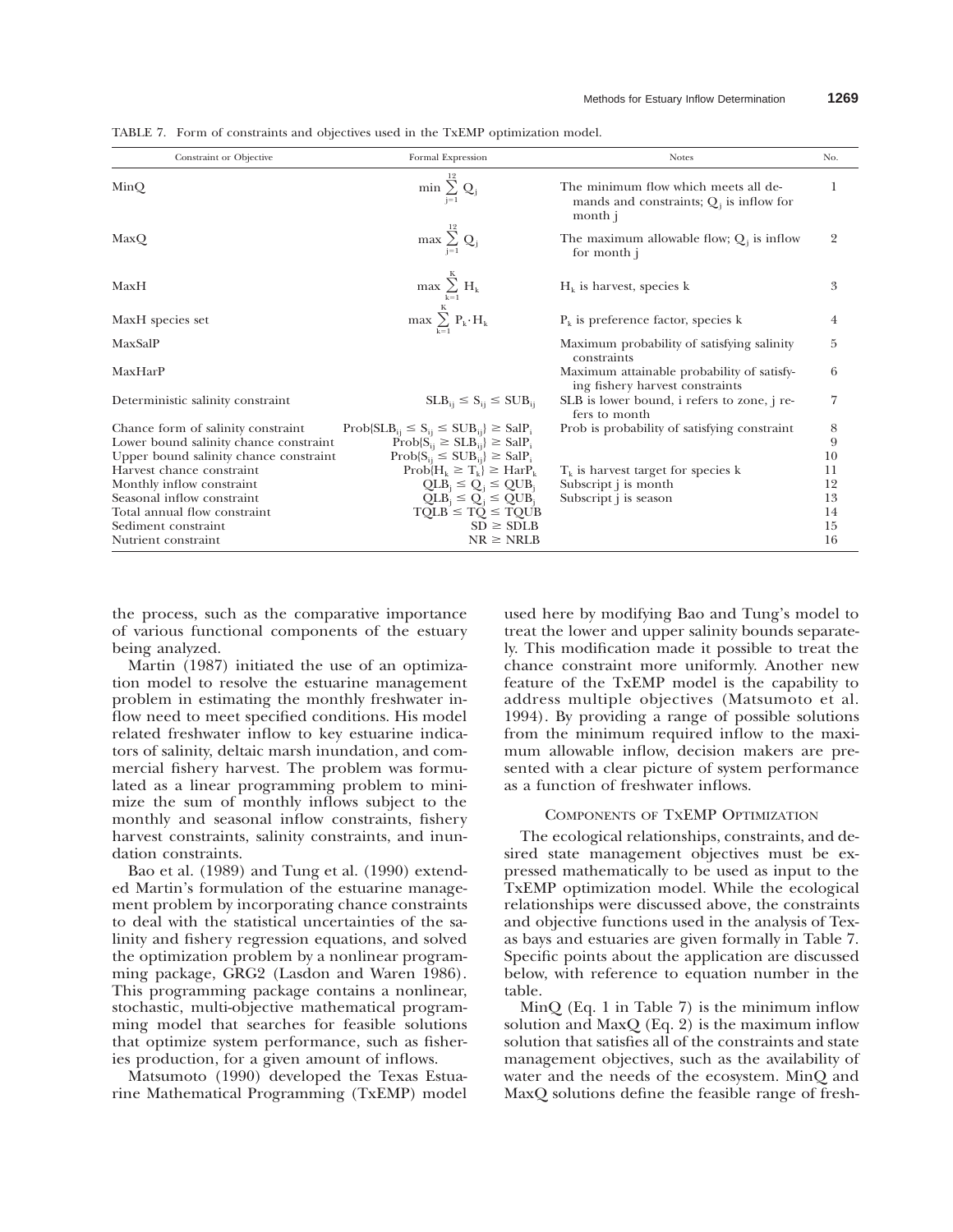TABLE 7. Form of constraints and objectives used in the TxEMP optimization model.

| Constraint or Objective | Formal Expression | Notes | No. |
|---|---|---|---|
| MinQ | $\min \sum_{j=1}^{12} Q_j$ | The minimum flow which meets all demands and constraints; $Q_j$ is inflow for month j | 1 |
| MaxQ | $\max \sum_{j=1}^{12} Q_j$ | The maximum allowable flow; $Q_j$ is inflow for month j | 2 |
| MaxH | $\max \sum_{k=1}^{K} H_k$ | $H_k$ is harvest, species k | 3 |
| MaxH species set | $\max \sum_{k=1}^{K} P_k \cdot H_k$ | $P_k$ is preference factor, species k | 4 |
| MaxSalP | | Maximum probability of satisfying salinity constraints | 5 |
| MaxHarP | | Maximum attainable probability of satisfying fishery harvest constraints | 6 |
| Deterministic salinity constraint | $SLB_{ij} \leq S_{ij} \leq SUB_{ij}$ | SLB is lower bound, i refers to zone, j refers to month | 7 |
| Chance form of salinity constraint | $\text{Prob}\{SLB_{ij} \leq S_{ij} \leq SUB_{ij}\} \geq SalP_i$ | Prob is probability of satisfying constraint | 8 |
| Lower bound salinity chance constraint | $\text{Prob}\{S_{ij} \geq SLB_{ij}\} \geq SalP_i$ | | 9 |
| Upper bound salinity chance constraint | $\text{Prob}\{S_{ij} \leq SUB_{ij}\} \geq SalP_i$ | | 10 |
| Harvest chance constraint | $\text{Prob}\{H_k \geq T_k\} \geq HarP_k$ | $T_k$ is harvest target for species k | 11 |
| Monthly inflow constraint | $QLB_j \leq Q_j \leq QUB_j$ | Subscript j is month | 12 |
| Seasonal inflow constraint | $QLB_j \leq Q_j \leq QUB_j$ | Subscript j is season | 13 |
| Total annual flow constraint | $TQLB \leq TQ \leq TQUB$ | | 14 |
| Sediment constraint | $SD \geq SDLB$ | | 15 |
| Nutrient constraint | $NR \geq NRLB$ | | 16 |

the process, such as the comparative importance of various functional components of the estuary being analyzed.

Martin (1987) initiated the use of an optimization model to resolve the estuarine management problem in estimating the monthly freshwater inflow need to meet specified conditions. His model related freshwater inflow to key estuarine indicators of salinity, deltaic marsh inundation, and commercial fishery harvest. The problem was formulated as a linear programming problem to minimize the sum of monthly inflows subject to the monthly and seasonal inflow constraints, fishery harvest constraints, salinity constraints, and inundation constraints.

Bao et al. (1989) and Tung et al. (1990) extended Martin's formulation of the estuarine management problem by incorporating chance constraints to deal with the statistical uncertainties of the salinity and fishery regression equations, and solved the optimization problem by a nonlinear programming package, GRG2 (Lasdon and Waren 1986). This programming package contains a nonlinear, stochastic, multi-objective mathematical programming model that searches for feasible solutions that optimize system performance, such as fisheries production, for a given amount of inflows.

Matsumoto (1990) developed the Texas Estuarine Mathematical Programming (TxEMP) model used here by modifying Bao and Tung's model to treat the lower and upper salinity bounds separately. This modification made it possible to treat the chance constraint more uniformly. Another new feature of the TxEMP model is the capability to address multiple objectives (Matsumoto et al. 1994). By providing a range of possible solutions from the minimum required inflow to the maximum allowable inflow, decision makers are presented with a clear picture of system performance as a function of freshwater inflows.

## Components of TxEMP Optimization

The ecological relationships, constraints, and desired state management objectives must be expressed mathematically to be used as input to the TxEMP optimization model. While the ecological relationships were discussed above, the constraints and objective functions used in the analysis of Texas bays and estuaries are given formally in Table 7. Specific points about the application are discussed below, with reference to equation number in the table.

MinQ (Eq. 1 in Table 7) is the minimum inflow solution and MaxQ (Eq. 2) is the maximum inflow solution that satisfies all of the constraints and state management objectives, such as the availability of water and the needs of the ecosystem. MinQ and MaxQ solutions define the feasible range of fresh-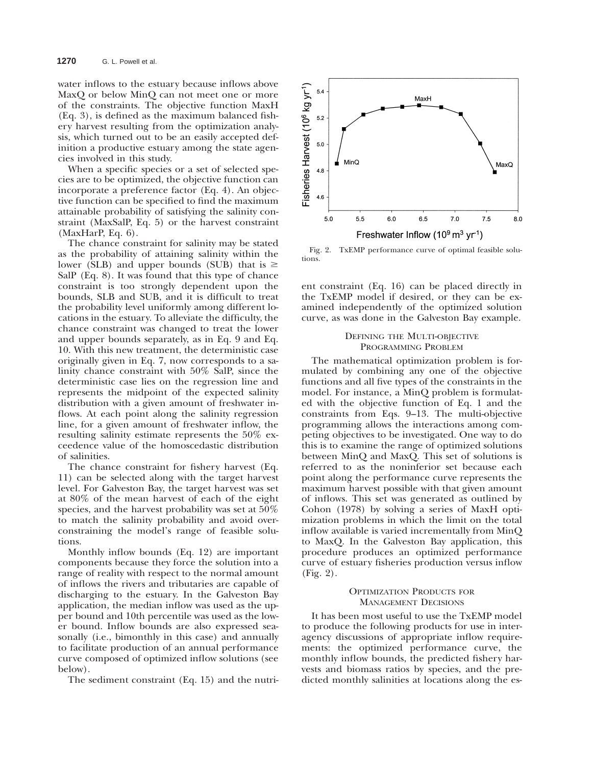water inflows to the estuary because inflows above MaxQ or below MinQ can not meet one or more of the constraints. The objective function MaxH (Eq. 3), is defined as the maximum balanced fishery harvest resulting from the optimization analysis, which turned out to be an easily accepted definition a productive estuary among the state agencies involved in this study.

When a specific species or a set of selected species are to be optimized, the objective function can incorporate a preference factor (Eq. 4). An objective function can be specified to find the maximum attainable probability of satisfying the salinity constraint (MaxSalP, Eq. 5) or the harvest constraint (MaxHarP, Eq. 6).

The chance constraint for salinity may be stated as the probability of attaining salinity within the lower (SLB) and upper bounds (SUB) that is $\geq$ SalP (Eq. 8). It was found that this type of chance constraint is too strongly dependent upon the bounds, SLB and SUB, and it is difficult to treat the probability level uniformly among different locations in the estuary. To alleviate the difficulty, the chance constraint was changed to treat the lower and upper bounds separately, as in Eq. 9 and Eq. 10. With this new treatment, the deterministic case originally given in Eq. 7, now corresponds to a salinity chance constraint with 50% SalP, since the deterministic case lies on the regression line and represents the midpoint of the expected salinity distribution with a given amount of freshwater inflows. At each point along the salinity regression line, for a given amount of freshwater inflow, the resulting salinity estimate represents the 50% exceedence value of the homoscedastic distribution of salinities.

The chance constraint for fishery harvest (Eq. 11) can be selected along with the target harvest level. For Galveston Bay, the target harvest was set at 80% of the mean harvest of each of the eight species, and the harvest probability was set at 50% to match the salinity probability and avoid overconstraining the model's range of feasible solutions.

Monthly inflow bounds (Eq. 12) are important components because they force the solution into a range of reality with respect to the normal amount of inflows the rivers and tributaries are capable of discharging to the estuary. In the Galveston Bay application, the median inflow was used as the upper bound and 10th percentile was used as the lower bound. Inflow bounds are also expressed seasonally (i.e., bimonthly in this case) and annually to facilitate production of an annual performance curve composed of optimized inflow solutions (see below).

The sediment constraint (Eq. 15) and the nutrient constraint (Eq. 16) can be placed directly in the TxEMP model if desired, or they can be examined independently of the optimized solution curve, as was done in the Galveston Bay example.

Fig. 2. TxEMP performance curve of optimal feasible solutions.

## Defining the Multi-objective Programming Problem

The mathematical optimization problem is formulated by combining any one of the objective functions and all five types of the constraints in the model. For instance, a MinQ problem is formulated with the objective function of Eq. 1 and the constraints from Eqs. 9–13. The multi-objective programming allows the interactions among competing objectives to be investigated. One way to do this is to examine the range of optimized solutions between MinQ and MaxQ. This set of solutions is referred to as the noninferior set because each point along the performance curve represents the maximum harvest possible with that given amount of inflows. This set was generated as outlined by Cohon (1978) by solving a series of MaxH optimization problems in which the limit on the total inflow available is varied incrementally from MinQ to MaxQ. In the Galveston Bay application, this procedure produces an optimized performance curve of estuary fisheries production versus inflow (Fig. 2).

## Optimization Products for Management Decisions

It has been most useful to use the TxEMP model to produce the following products for use in interagency discussions of appropriate inflow requirements: the optimized performance curve, the monthly inflow bounds, the predicted fishery harvests and biomass ratios by species, and the predicted monthly salinities at locations along the es-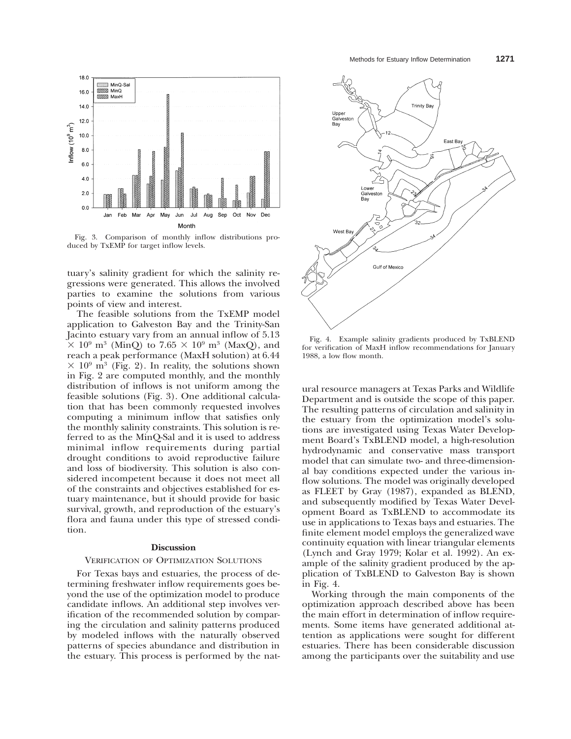Fig. 3. Comparison of monthly inflow distributions produced by TxEMP for target inflow levels.

tuary's salinity gradient for which the salinity regressions were generated. This allows the involved parties to examine the solutions from various points of view and interest.

The feasible solutions from the TxEMP model application to Galveston Bay and the Trinity-San Jacinto estuary vary from an annual inflow of 5.13 $\times 10^9$ m$^3$ (MinQ) to 7.65 $\times 10^9$ m$^3$ (MaxQ), and reach a peak performance (MaxH solution) at 6.44 $\times 10^9$ m$^3$ (Fig. 2). In reality, the solutions shown in Fig. 2 are computed monthly, and the monthly distribution of inflows is not uniform among the feasible solutions (Fig. 3). One additional calculation that has been commonly requested involves computing a minimum inflow that satisfies only the monthly salinity constraints. This solution is referred to as the MinQ-Sal and it is used to address minimal inflow requirements during partial drought conditions to avoid reproductive failure and loss of biodiversity. This solution is also considered incompetent because it does not meet all of the constraints and objectives established for estuary maintenance, but it should provide for basic survival, growth, and reproduction of the estuary's flora and fauna under this type of stressed condition.

## Discussion

### Verification of Optimization Solutions

For Texas bays and estuaries, the process of determining freshwater inflow requirements goes beyond the use of the optimization model to produce candidate inflows. An additional step involves verification of the recommended solution by comparing the circulation and salinity patterns produced by modeled inflows with the naturally observed patterns of species abundance and distribution in the estuary. This process is performed by the natural resource managers at Texas Parks and Wildlife Department and is outside the scope of this paper. The resulting patterns of circulation and salinity in the estuary from the optimization model's solutions are investigated using Texas Water Development Board's TxBLEND model, a high-resolution hydrodynamic and conservative mass transport model that can simulate two- and three-dimensional bay conditions expected under the various inflow solutions. The model was originally developed as FLEET by Gray (1987), expanded as BLEND, and subsequently modified by Texas Water Development Board as TxBLEND to accommodate its use in applications to Texas bays and estuaries. The finite element model employs the generalized wave continuity equation with linear triangular elements (Lynch and Gray 1979; Kolar et al. 1992). An example of the salinity gradient produced by the application of TxBLEND to Galveston Bay is shown in Fig. 4.

Fig. 4. Example salinity gradients produced by TxBLEND for verification of MaxH inflow recommendations for January 1988, a low flow month.

Working through the main components of the optimization approach described above has been the main effort in determination of inflow requirements. Some items have generated additional attention as applications were sought for different estuaries. There has been considerable discussion among the participants over the suitability and use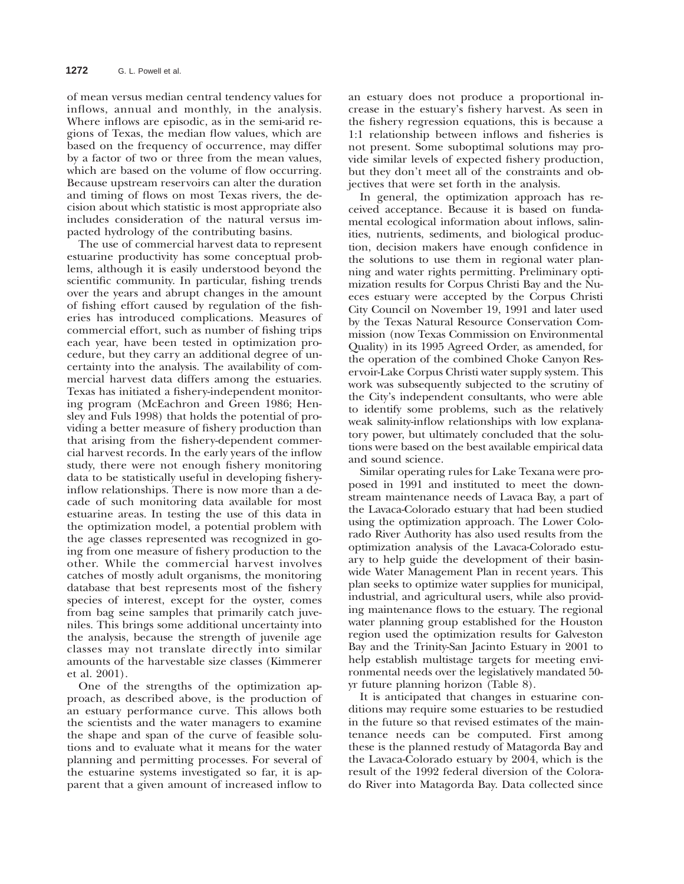of mean versus median central tendency values for inflows, annual and monthly, in the analysis. Where inflows are episodic, as in the semi-arid regions of Texas, the median flow values, which are based on the frequency of occurrence, may differ by a factor of two or three from the mean values, which are based on the volume of flow occurring. Because upstream reservoirs can alter the duration and timing of flows on most Texas rivers, the decision about which statistic is most appropriate also includes consideration of the natural versus impacted hydrology of the contributing basins.

The use of commercial harvest data to represent estuarine productivity has some conceptual problems, although it is easily understood beyond the scientific community. In particular, fishing trends over the years and abrupt changes in the amount of fishing effort caused by regulation of the fisheries has introduced complications. Measures of commercial effort, such as number of fishing trips each year, have been tested in optimization procedure, but they carry an additional degree of uncertainty into the analysis. The availability of commercial harvest data differs among the estuaries. Texas has initiated a fishery-independent monitoring program (McEachron and Green 1986; Hensley and Fuls 1998) that holds the potential of providing a better measure of fishery production than that arising from the fishery-dependent commercial harvest records. In the early years of the inflow study, there were not enough fishery monitoring data to be statistically useful in developing fishery-inflow relationships. There is now more than a decade of such monitoring data available for most estuarine areas. In testing the use of this data in the optimization model, a potential problem with the age classes represented was recognized in going from one measure of fishery production to the other. While the commercial harvest involves catches of mostly adult organisms, the monitoring database that best represents most of the fishery species of interest, except for the oyster, comes from bag seine samples that primarily catch juveniles. This brings some additional uncertainty into the analysis, because the strength of juvenile age classes may not translate directly into similar amounts of the harvestable size classes (Kimmerer et al. 2001).

One of the strengths of the optimization approach, as described above, is the production of an estuary performance curve. This allows both the scientists and the water managers to examine the shape and span of the curve of feasible solutions and to evaluate what it means for the water planning and permitting processes. For several of the estuarine systems investigated so far, it is apparent that a given amount of increased inflow to an estuary does not produce a proportional increase in the estuary's fishery harvest. As seen in the fishery regression equations, this is because a 1:1 relationship between inflows and fisheries is not present. Some suboptimal solutions may provide similar levels of expected fishery production, but they don't meet all of the constraints and objectives that were set forth in the analysis.

In general, the optimization approach has received acceptance. Because it is based on fundamental ecological information about inflows, salinities, nutrients, sediments, and biological production, decision makers have enough confidence in the solutions to use them in regional water planning and water rights permitting. Preliminary optimization results for Corpus Christi Bay and the Nueces estuary were accepted by the Corpus Christi City Council on November 19, 1991 and later used by the Texas Natural Resource Conservation Commission (now Texas Commission on Environmental Quality) in its 1995 Agreed Order, as amended, for the operation of the combined Choke Canyon Reservoir-Lake Corpus Christi water supply system. This work was subsequently subjected to the scrutiny of the City's independent consultants, who were able to identify some problems, such as the relatively weak salinity-inflow relationships with low explanatory power, but ultimately concluded that the solutions were based on the best available empirical data and sound science.

Similar operating rules for Lake Texana were proposed in 1991 and instituted to meet the downstream maintenance needs of Lavaca Bay, a part of the Lavaca-Colorado estuary that had been studied using the optimization approach. The Lower Colorado River Authority has also used results from the optimization analysis of the Lavaca-Colorado estuary to help guide the development of their basin-wide Water Management Plan in recent years. This plan seeks to optimize water supplies for municipal, industrial, and agricultural users, while also providing maintenance flows to the estuary. The regional water planning group established for the Houston region used the optimization results for Galveston Bay and the Trinity-San Jacinto Estuary in 2001 to help establish multistage targets for meeting environmental needs over the legislatively mandated 50-yr future planning horizon (Table 8).

It is anticipated that changes in estuarine conditions may require some estuaries to be restudied in the future so that revised estimates of the maintenance needs can be computed. First among these is the planned restudy of Matagorda Bay and the Lavaca-Colorado estuary by 2004, which is the result of the 1992 federal diversion of the Colorado River into Matagorda Bay. Data collected since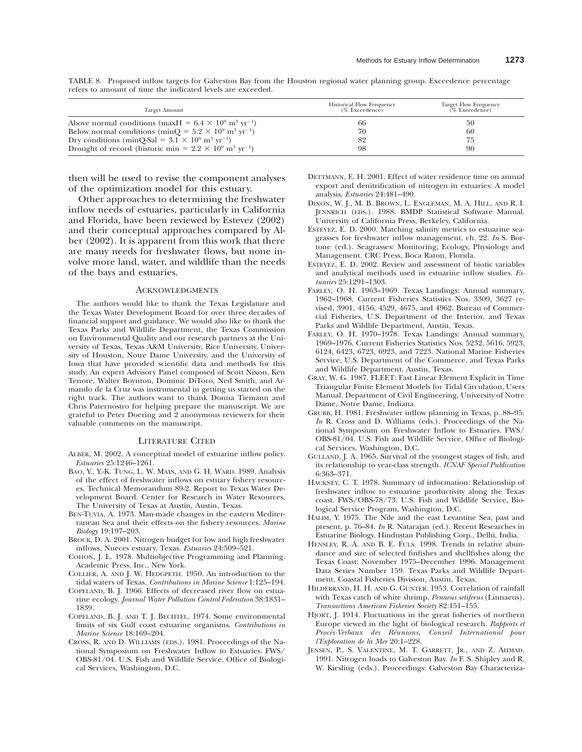TABLE 8. Proposed inflow targets for Galveston Bay from the Houston regional water planning group. Exceedence percentage refers to amount of time the indicated levels are exceeded.

| Target Amount | Historical Flow Frequency (% Exceedence) | Target Flow Frequency (% Exceedence) |
|---|---|---|
| Above normal conditions (maxH = $6.4 \times 10^9$ m$^3$ yr$^{-1}$) | 66 | 50 |
| Below normal conditions (minQ = $5.2 \times 10^9$ m$^3$ yr$^{-1}$) | 70 | 60 |
| Dry conditions (minQ-Sal = $3.1 \times 10^9$ m$^3$ yr$^{-1}$) | 82 | 75 |
| Drought of record (historic min = $2.2 \times 10^9$ m$^3$ yr$^{-1}$) | 98 | 90 |

then will be used to revise the component analyses of the optimization model for this estuary.

Other approaches to determining the freshwater inflow needs of estuaries, particularly in California and Florida, have been reviewed by Estevez (2002) and their conceptual approaches compared by Alber (2002). It is apparent from this work that there are many needs for freshwater flows, but none involve more land, water, and wildlife than the needs of the bays and estuaries.

## Acknowledgments

The authors would like to thank the Texas Legislature and the Texas Water Development Board for over three decades of financial support and guidance. We would also like to thank the Texas Parks and Wildlife Department, the Texas Commission on Environmental Quality and our research partners at the University of Texas, Texas A&M University, Rice University, University of Houston, Notre Dame University, and the University of Iowa that have provided scientific data and methods for this study. An expert Advisory Panel composed of Scott Nixon, Ken Tenore, Walter Boynton, Dominic DiToro, Ned Smith, and Armando de la Cruz was instrumental in getting us started on the right track. The authors want to thank Donna Tiemann and Chris Paternostro for helping prepare the manuscript. We are grateful to Peter Doering and 2 anonymous reviewers for their valuable comments on the manuscript.

## Literature Cited

Alber, M. 2002. A conceptual model of estuarine inflow policy. *Estuaries* 25:1246–1261.

Bao, Y., Y.-K. Tung, L. W. Mays, and G. H. Ward. 1989. Analysis of the effect of freshwater inflows on estuary fishery resources. Technical Memorandum 89-2. Report to Texas Water Development Board. Center for Research in Water Resources, The University of Texas at Austin, Austin, Texas.

Ben-Tuvia, A. 1973. Man-made changes in the eastern Mediterranean Sea and their effects on the fishery resources. *Marine Biology* 19:197–203.

Brock, D. A. 2001. Nitrogen budget for low and high freshwater inflows, Nueces estuary, Texas. *Estuaries* 24:509–521.

Cohon, J. L. 1978. Multiobjective Programming and Planning. Academic Press, Inc., New York.

Collier, A. and J. W. Hedgpeth. 1950. An introduction to the tidal waters of Texas. *Contributions in Marine Science* 1:125–194.

Copeland, B. J. 1966. Effects of decreased river flow on estuarine ecology. *Journal Water Pollution Control Federation* 38:1831–1839.

Copeland, B. J. and T. J. Bechtel. 1974. Some environmental limits of six Gulf coast estuarine organisms. *Contributions in Marine Science* 18:169–204.

Cross, R. and D. Williams (eds.). 1981. Proceedings of the National Symposium on Freshwater Inflow to Estuaries. FWS/OBS-81/04. U.S. Fish and Wildlife Service, Office of Biological Services, Washington, D.C.

Dettmann, E. H. 2001. Effect of water residence time on annual export and denitrification of nitrogen in estuaries: A model analysis. *Estuaries* 24:481–490.

Dixon, W. J., M. B. Brown, L. Engleman, M. A. Hill, and R. I. Jennrich (eds.). 1988. BMDP Statistical Software Manual. University of California Press, Berkeley, California.

Estevez, E. D. 2000. Matching salinity metrics to estuarine seagrasses for freshwater inflow management, ch. 22. *In* S. Bortone (ed.). Seagrasses: Monitoring, Ecology, Physiology and Management. CRC Press, Boca Raton, Florida.

Estevez, E. D. 2002. Review and assessment of biotic variables and analytical methods used in estuarine inflow studies. *Estuaries* 25:1291–1303.

Farley, O. H. 1963–1969. Texas Landings: Annual summary, 1962–1968. Current Fisheries Statistics Nos. 3309, 3627 revised, 3901, 4156, 4529, 4675, and 4962. Bureau of Commercial Fisheries, U.S. Department of the Interior, and Texas Parks and Wildlife Department, Austin, Texas.

Farley, O. H. 1970–1978. Texas Landings: Annual summary, 1969–1976. Current Fisheries Statistics Nos. 5232, 5616, 5923, 6124, 6423, 6723, 6923, and 7223. National Marine Fisheries Service, U.S. Department of the Commerce, and Texas Parks and Wildlife Department, Austin, Texas.

Gray, W. G. 1987. FLEET: Fast Linear Element Explicit in Time Triangular Finite Element Models for Tidal Circulation, Users Manual. Department of Civil Engineering, University of Notre Dame, Notre Dame, Indiana.

Grubb, H. 1981. Freshwater inflow planning in Texas, p. 88–95. *In* R. Cross and D. Williams (eds.). Proceedings of the National Symposium on Freshwater Inflow to Estuaries. FWS/OBS-81/04. U.S. Fish and Wildlife Service, Office of Biological Services, Washington, D.C.

Gulland, J. A. 1965. Survival of the youngest stages of fish, and its relationship to year-class strength. *ICNAF Special Publication* 6:363–371.

Hackney, C. T. 1978. Summary of information: Relationship of freshwater inflow to estuarine productivity along the Texas coast. FWS/OBS-78/73. U.S. Fish and Wildlife Service, Biological Service Program, Washington, D.C.

Halim, Y. 1975. The Nile and the east Levantine Sea, past and present, p. 76–84. *In* R. Natarajan (ed.). Recent Researches in Estuarine Biology. Hindustan Publishing Corp., Delhi, India.

Hensley, R. A. and B. E. Fuls. 1998. Trends in relative abundance and size of selected finfishes and shellfishes along the Texas Coast: November 1975–December 1996. Management Data Series Number 159. Texas Parks and Wildlife Department, Coastal Fisheries Division, Austin, Texas.

Hildebrand, H. H. and G. Gunter. 1953. Correlation of rainfall with Texas catch of white shrimp, *Penaeus setiferus* (Linnaeus). *Transactions American Fisheries Society* 82:151–155.

Hjort, J. 1914. Fluctuations in the great fisheries of northern Europe viewed in the light of biological research. *Rapports et Procés-Verbaux des Réunions, Conseil International pour l'Exploration de la Mer* 20:1–228.

Jensen, P., S. Valentine, M. T. Garrett, Jr., and Z. Ahmad. 1991. Nitrogen loads to Galveston Bay. *In* F. S. Shipley and R. W. Kiesling (eds.). Proceedings: Galveston Bay Characteriza-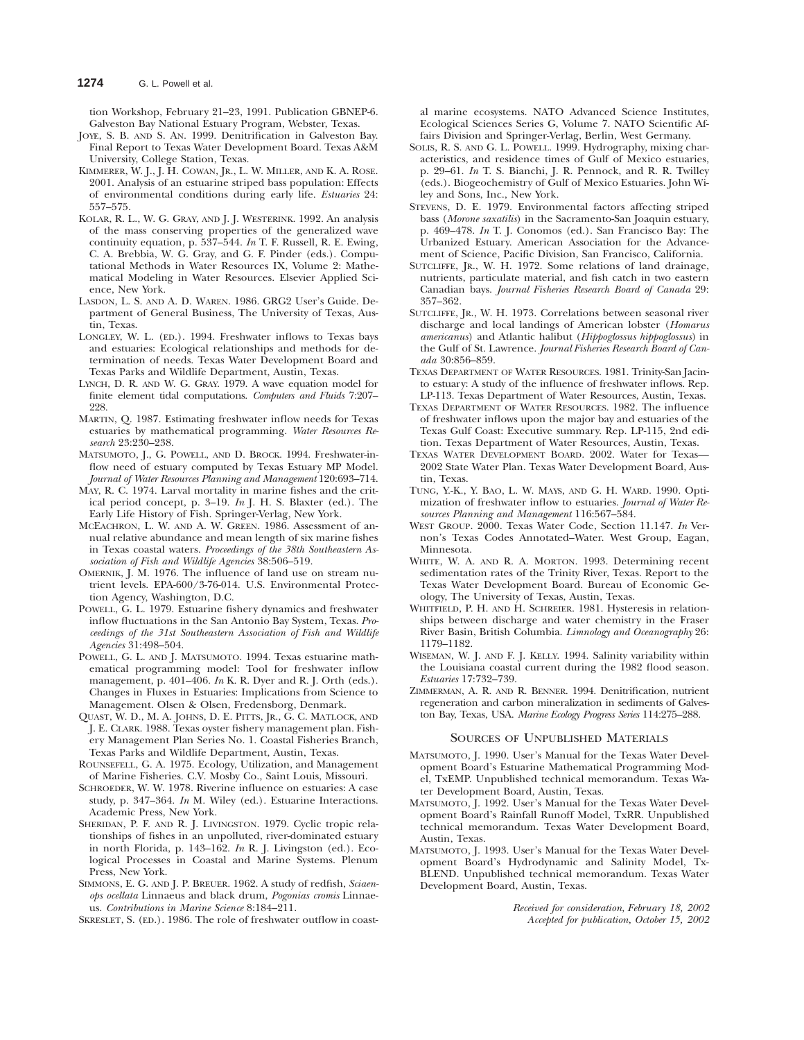tion Workshop, February 21–23, 1991. Publication GBNEP-6. Galveston Bay National Estuary Program, Webster, Texas.

JOYE, S. B. AND S. AN. 1999. Denitrification in Galveston Bay. Final Report to Texas Water Development Board. Texas A&M University, College Station, Texas.

KIMMERER, W. J., J. H. COWAN, JR., L. W. MILLER, AND K. A. ROSE. 2001. Analysis of an estuarine striped bass population: Effects of environmental conditions during early life. *Estuaries* 24: 557–575.

KOLAR, R. L., W. G. GRAY, AND J. J. WESTERINK. 1992. An analysis of the mass conserving properties of the generalized wave continuity equation, p. 537–544. *In* T. F. Russell, R. E. Ewing, C. A. Brebbia, W. G. Gray, and G. F. Pinder (eds.). Computational Methods in Water Resources IX, Volume 2: Mathematical Modeling in Water Resources. Elsevier Applied Science, New York.

LASDON, L. S. AND A. D. WAREN. 1986. GRG2 User's Guide. Department of General Business, The University of Texas, Austin, Texas.

LONGLEY, W. L. (ED.). 1994. Freshwater inflows to Texas bays and estuaries: Ecological relationships and methods for determination of needs. Texas Water Development Board and Texas Parks and Wildlife Department, Austin, Texas.

LYNCH, D. R. AND W. G. GRAY. 1979. A wave equation model for finite element tidal computations. *Computers and Fluids* 7:207–228.

MARTIN, Q. 1987. Estimating freshwater inflow needs for Texas estuaries by mathematical programming. *Water Resources Research* 23:230–238.

MATSUMOTO, J., G. POWELL, AND D. BROCK. 1994. Freshwater-inflow need of estuary computed by Texas Estuary MP Model. *Journal of Water Resources Planning and Management* 120:693–714.

MAY, R. C. 1974. Larval mortality in marine fishes and the critical period concept, p. 3–19. *In* J. H. S. Blaxter (ed.). The Early Life History of Fish. Springer-Verlag, New York.

MCEACHRON, L. W. AND A. W. GREEN. 1986. Assessment of annual relative abundance and mean length of six marine fishes in Texas coastal waters. *Proceedings of the 38th Southeastern Association of Fish and Wildlife Agencies* 38:506–519.

OMERNIK, J. M. 1976. The influence of land use on stream nutrient levels. EPA-600/3-76-014. U.S. Environmental Protection Agency, Washington, D.C.

POWELL, G. L. 1979. Estuarine fishery dynamics and freshwater inflow fluctuations in the San Antonio Bay System, Texas. *Proceedings of the 31st Southeastern Association of Fish and Wildlife Agencies* 31:498–504.

POWELL, G. L. AND J. MATSUMOTO. 1994. Texas estuarine mathematical programming model: Tool for freshwater inflow management, p. 401–406. *In* K. R. Dyer and R. J. Orth (eds.). Changes in Fluxes in Estuaries: Implications from Science to Management. Olsen & Olsen, Fredensborg, Denmark.

QUAST, W. D., M. A. JOHNS, D. E. PITTS, JR., G. C. MATLOCK, AND J. E. CLARK. 1988. Texas oyster fishery management plan. Fishery Management Plan Series No. 1. Coastal Fisheries Branch, Texas Parks and Wildlife Department, Austin, Texas.

ROUNSEFELL, G. A. 1975. Ecology, Utilization, and Management of Marine Fisheries. C.V. Mosby Co., Saint Louis, Missouri.

SCHROEDER, W. W. 1978. Riverine influence on estuaries: A case study, p. 347–364. *In* M. Wiley (ed.). Estuarine Interactions. Academic Press, New York.

SHERIDAN, P. F. AND R. J. LIVINGSTON. 1979. Cyclic tropic relationships of fishes in an unpolluted, river-dominated estuary in north Florida, p. 143–162. *In* R. J. Livingston (ed.). Ecological Processes in Coastal and Marine Systems. Plenum Press, New York.

SIMMONS, E. G. AND J. P. BREUER. 1962. A study of redfish, *Sciaenops ocellata* Linnaeus and black drum, *Pogonias cromis* Linnaeus. *Contributions in Marine Science* 8:184–211.

SKRESLET, S. (ED.). 1986. The role of freshwater outflow in coastal marine ecosystems. NATO Advanced Science Institutes, Ecological Sciences Series G, Volume 7. NATO Scientific Affairs Division and Springer-Verlag, Berlin, West Germany.

SOLIS, R. S. AND G. L. POWELL. 1999. Hydrography, mixing characteristics, and residence times of Gulf of Mexico estuaries, p. 29–61. *In* T. S. Bianchi, J. R. Pennock, and R. R. Twilley (eds.). Biogeochemistry of Gulf of Mexico Estuaries. John Wiley and Sons, Inc., New York.

STEVENS, D. E. 1979. Environmental factors affecting striped bass (*Morone saxatilis*) in the Sacramento-San Joaquin estuary, p. 469–478. *In* T. J. Conomos (ed.). San Francisco Bay: The Urbanized Estuary. American Association for the Advancement of Science, Pacific Division, San Francisco, California.

SUTCLIFFE, JR., W. H. 1972. Some relations of land drainage, nutrients, particulate material, and fish catch in two eastern Canadian bays. *Journal Fisheries Research Board of Canada* 29: 357–362.

SUTCLIFFE, JR., W. H. 1973. Correlations between seasonal river discharge and local landings of American lobster (*Homarus americanus*) and Atlantic halibut (*Hippoglossus hippoglossus*) in the Gulf of St. Lawrence. *Journal Fisheries Research Board of Canada* 30:856–859.

TEXAS DEPARTMENT OF WATER RESOURCES. 1981. Trinity-San Jacinto estuary: A study of the influence of freshwater inflows. Rep. LP-113. Texas Department of Water Resources, Austin, Texas.

TEXAS DEPARTMENT OF WATER RESOURCES. 1982. The influence of freshwater inflows upon the major bay and estuaries of the Texas Gulf Coast: Executive summary. Rep. LP-115, 2nd edition. Texas Department of Water Resources, Austin, Texas.

TEXAS WATER DEVELOPMENT BOARD. 2002. Water for Texas—2002 State Water Plan. Texas Water Development Board, Austin, Texas.

TUNG, Y.-K., Y. BAO, L. W. MAYS, AND G. H. WARD. 1990. Optimization of freshwater inflow to estuaries. *Journal of Water Resources Planning and Management* 116:567–584.

WEST GROUP. 2000. Texas Water Code, Section 11.147. *In* Vernon's Texas Codes Annotated–Water. West Group, Eagan, Minnesota.

WHITE, W. A. AND R. A. MORTON. 1993. Determining recent sedimentation rates of the Trinity River, Texas. Report to the Texas Water Development Board. Bureau of Economic Geology, The University of Texas, Austin, Texas.

WHITFIELD, P. H. AND H. SCHREIER. 1981. Hysteresis in relationships between discharge and water chemistry in the Fraser River Basin, British Columbia. *Limnology and Oceanography* 26: 1179–1182.

WISEMAN, W. J. AND F. J. KELLY. 1994. Salinity variability within the Louisiana coastal current during the 1982 flood season. *Estuaries* 17:732–739.

ZIMMERMAN, A. R. AND R. BENNER. 1994. Denitrification, nutrient regeneration and carbon mineralization in sediments of Galveston Bay, Texas, USA. *Marine Ecology Progress Series* 114:275–288.

## SOURCES OF UNPUBLISHED MATERIALS

MATSUMOTO, J. 1990. User's Manual for the Texas Water Development Board's Estuarine Mathematical Programming Model, TxEMP. Unpublished technical memorandum. Texas Water Development Board, Austin, Texas.

MATSUMOTO, J. 1992. User's Manual for the Texas Water Development Board's Rainfall Runoff Model, TxRR. Unpublished technical memorandum. Texas Water Development Board, Austin, Texas.

MATSUMOTO, J. 1993. User's Manual for the Texas Water Development Board's Hydrodynamic and Salinity Model, TxBLEND. Unpublished technical memorandum. Texas Water Development Board, Austin, Texas.

*Received for consideration, February 18, 2002*
*Accepted for publication, October 15, 2002*